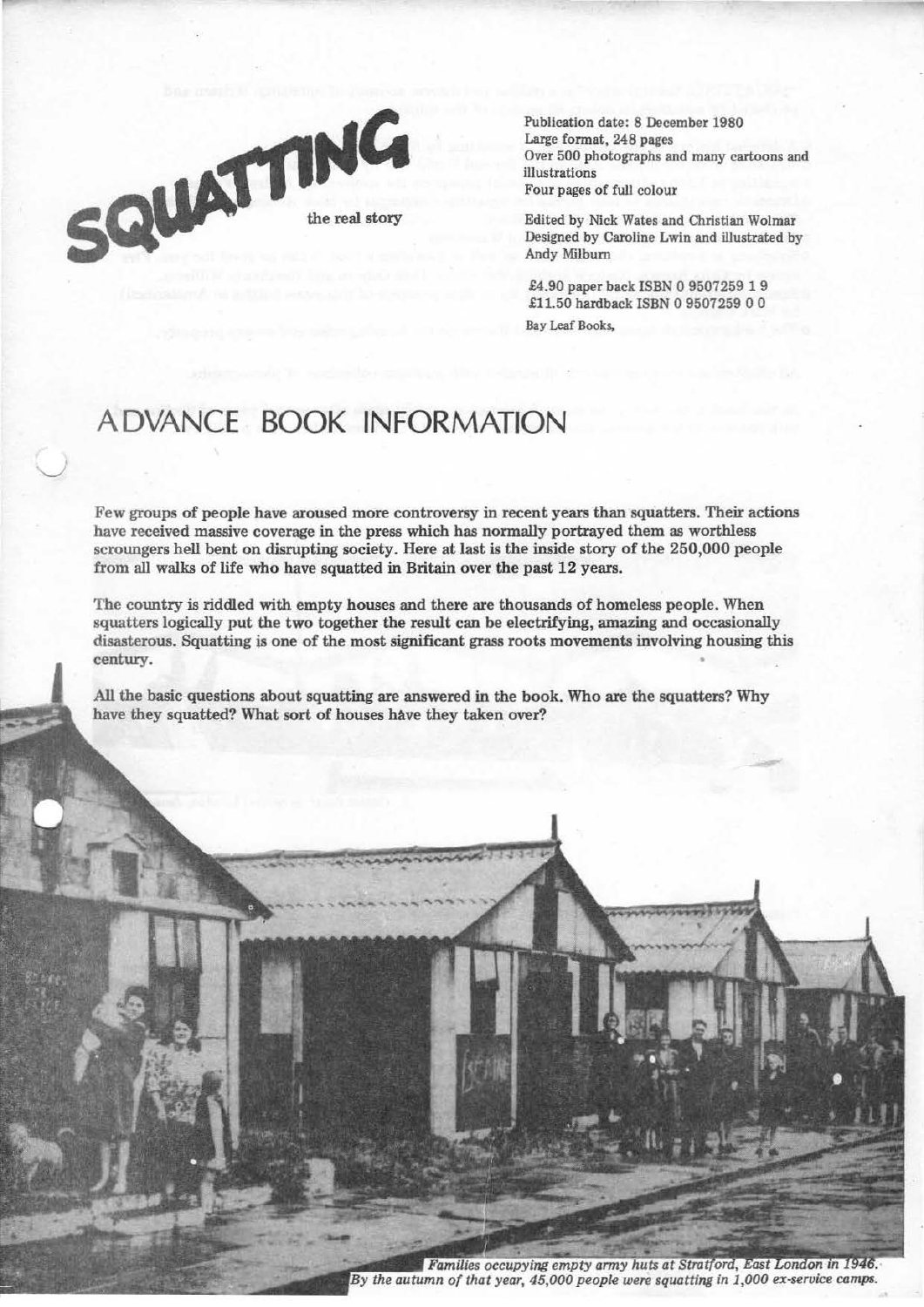# SQUATTING

the real story

Publication date: 8 December 1980
Large format, 248 pages
Over 500 photographs and many cartoons and illustrations
Four pages of full colour

Edited by Nick Wates and Christian Wolmar
Designed by Caroline Lwin and illustrated by Andy Milburn

£4.90 paper back ISBN 0 9507259 1 9
£11.50 hardback ISBN 0 9507259 0 0

Bay Leaf Books,

## ADVANCE BOOK INFORMATION

**Few groups of people have aroused more controversy in recent years than squatters. Their actions have received massive coverage in the press which has normally portrayed them as worthless scroungers hell bent on disrupting society. Here at last is the inside story of the 250,000 people from all walks of life who have squatted in Britain over the past 12 years.**

**The country is riddled with empty houses and there are thousands of homeless people. When squatters logically put the two together the result can be electrifying, amazing and occasionally disasterous. Squatting is one of the most significant grass roots movements involving housing this century.**

**All the basic questions about squatting are answered in the book. Who are the squatters? Why have they squatted? What sort of houses have they taken over?**

*Families occupying empty army huts at Stratford, East London in 1946. By the autumn of that year, 45,000 people were squatting in 1,000 ex-service camps.*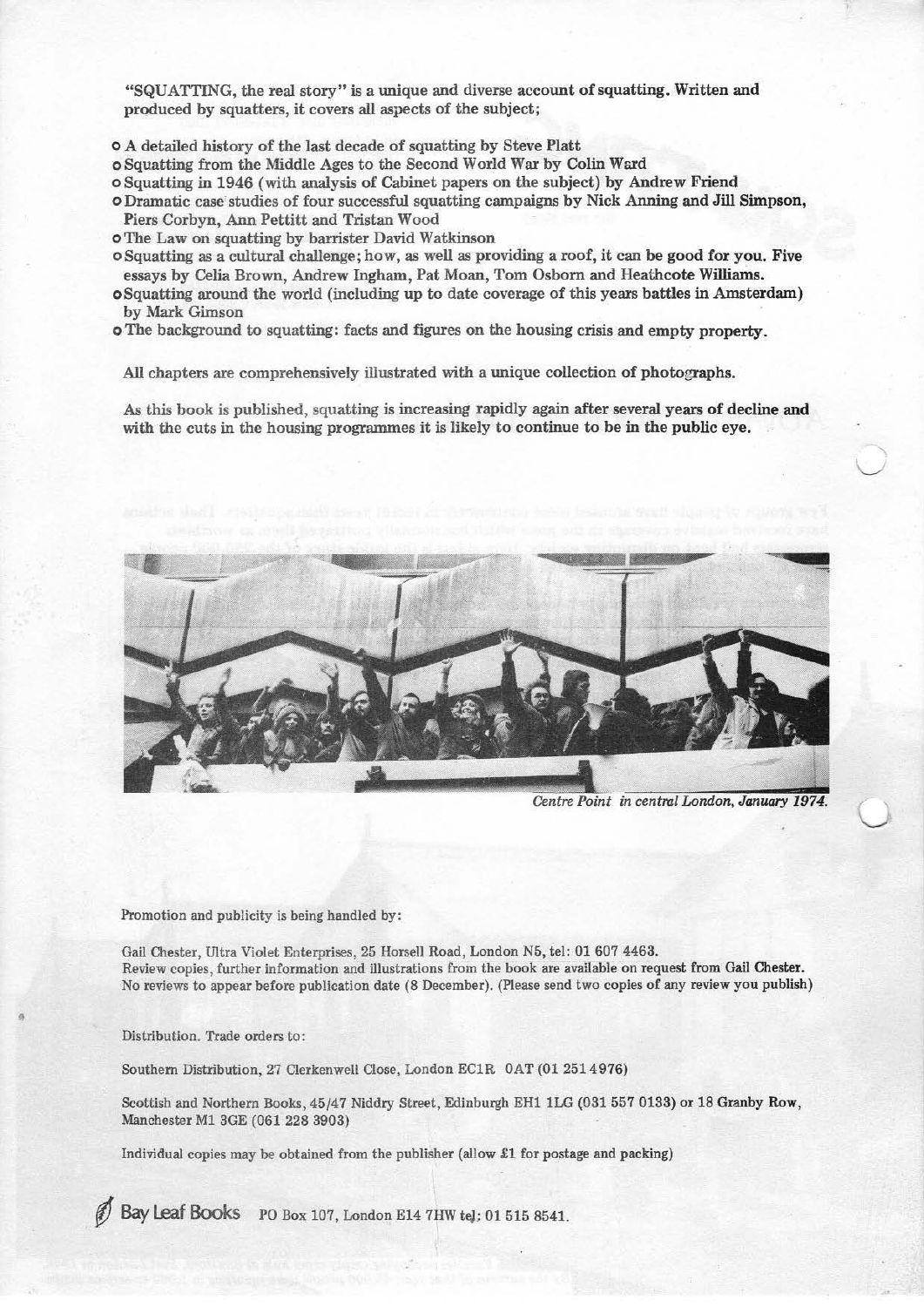"SQUATTING, the real story" is a unique and diverse account of squatting. Written and produced by squatters, it covers all aspects of the subject;

- A detailed history of the last decade of squatting by Steve Platt
- Squatting from the Middle Ages to the Second World War by Colin Ward
- Squatting in 1946 (with analysis of Cabinet papers on the subject) by Andrew Friend
- Dramatic case studies of four successful squatting campaigns by Nick Anning and Jill Simpson, Piers Corbyn, Ann Pettitt and Tristan Wood
- The Law on squatting by barrister David Watkinson
- Squatting as a cultural challenge; how, as well as providing a roof, it can be good for you. Five essays by Celia Brown, Andrew Ingham, Pat Moan, Tom Osborn and Heathcote Williams.
- Squatting around the world (including up to date coverage of this years battles in Amsterdam) by Mark Gimson
- The background to squatting: facts and figures on the housing crisis and empty property.

All chapters are comprehensively illustrated with a unique collection of photographs.

As this book is published, squatting is increasing rapidly again after several years of decline and with the cuts in the housing programmes it is likely to continue to be in the public eye.

*Centre Point in central London, January 1974.*

Promotion and publicity is being handled by:

Gail Chester, Ultra Violet Enterprises, 25 Horsell Road, London N5, tel: 01 607 4463.
Review copies, further information and illustrations from the book are available on request from Gail Chester.
No reviews to appear before publication date (8 December). (Please send two copies of any review you publish)

Distribution. Trade orders to:

Southern Distribution, 27 Clerkenwell Close, London EC1R 0AT (01 251 4976)

Scottish and Northern Books, 45/47 Niddry Street, Edinburgh EH1 1LG (031 557 0133) or 18 Granby Row, Manchester M1 3GE (061 228 3903)

Individual copies may be obtained from the publisher (allow £1 for postage and packing)

Bay Leaf Books PO Box 107, London E14 7HW tel: 01 515 8541.